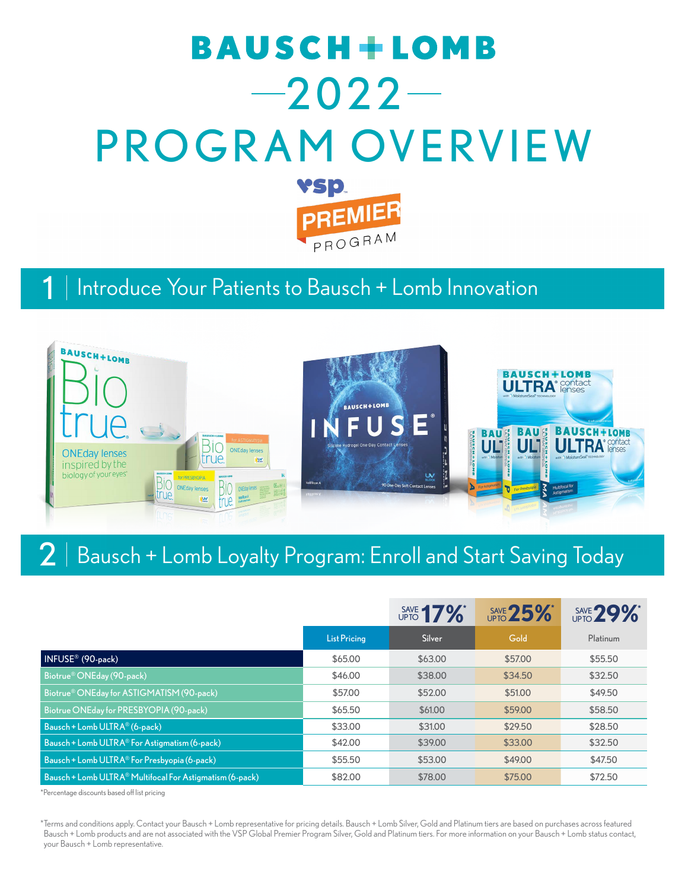# BAUSCH + LOMB

# 2022

# PROGRAM OVERVIEW

VSP PREMIER PROGRAM

## 1 | Introduce Your Patients to Bausch + Lomb Innovation

## 2 | Bausch + Lomb Loyalty Program: Enroll and Start Saving Today

| | List Pricing | Silver (SAVE UP TO 17%*) | Gold (SAVE UP TO 25%*) | Platinum (SAVE UP TO 29%*) |
|---|---|---|---|---|
| INFUSE® (90-pack) | $65.00 | $63.00 | $57.00 | $55.50 |
| Biotrue® ONEday (90-pack) | $46.00 | $38.00 | $34.50 | $32.50 |
| Biotrue® ONEday for ASTIGMATISM (90-pack) | $57.00 | $52.00 | $51.00 | $49.50 |
| Biotrue ONEday for PRESBYOPIA (90-pack) | $65.50 | $61.00 | $59.00 | $58.50 |
| Bausch + Lomb ULTRA® (6-pack) | $33.00 | $31.00 | $29.50 | $28.50 |
| Bausch + Lomb ULTRA® For Astigmatism (6-pack) | $42.00 | $39.00 | $33.00 | $32.50 |
| Bausch + Lomb ULTRA® For Presbyopia (6-pack) | $55.50 | $53.00 | $49.00 | $47.50 |
| Bausch + Lomb ULTRA® Multifocal For Astigmatism (6-pack) | $82.00 | $78.00 | $75.00 | $72.50 |

*Percentage discounts based off list pricing

*Terms and conditions apply. Contact your Bausch + Lomb representative for pricing details. Bausch + Lomb Silver, Gold and Platinum tiers are based on purchases across featured Bausch + Lomb products and are not associated with the VSP Global Premier Program Silver, Gold and Platinum tiers. For more information on your Bausch + Lomb status contact, your Bausch + Lomb representative.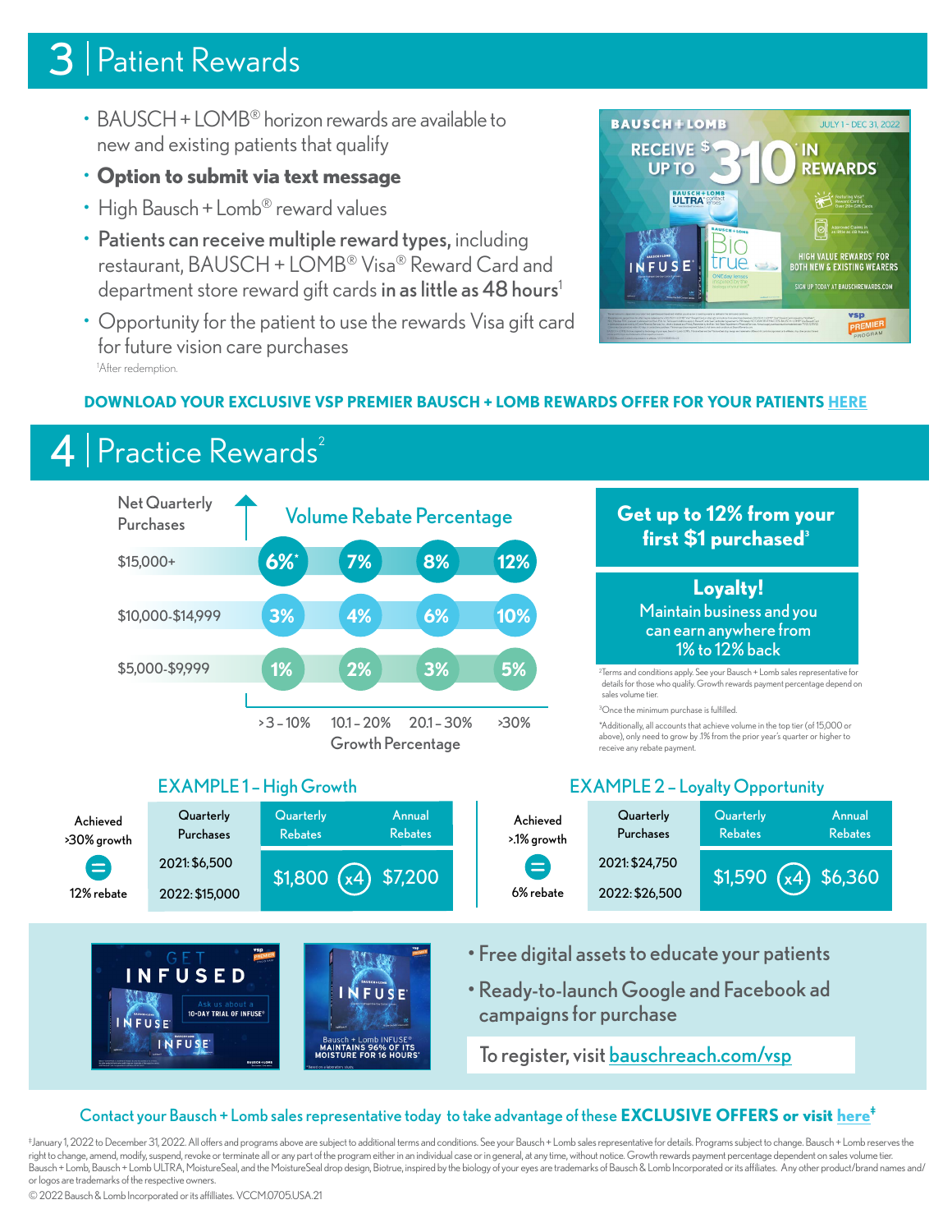# 3 | Patient Rewards

- BAUSCH + LOMB® horizon rewards are available to new and existing patients that qualify
- **Option to submit via text message**
- High Bausch + Lomb® reward values
- **Patients can receive multiple reward types,** including restaurant, BAUSCH + LOMB® Visa® Reward Card and department store reward gift cards **in as little as 48 hours**[1]
- Opportunity for the patient to use the rewards Visa gift card for future vision care purchases

[1]After redemption.

**DOWNLOAD YOUR EXCLUSIVE VSP PREMIER BAUSCH + LOMB REWARDS OFFER FOR YOUR PATIENTS HERE**

# 4 | Practice Rewards[2]

Net Quarterly Purchases

Volume Rebate Percentage

$15,000+: 6%*, 7%, 8%, 12%

$10,000-$14,999: 3%, 4%, 6%, 10%

$5,000-$9,999: 1%, 2%, 3%, 5%

>3 – 10%, 10.1 – 20%, 20.1 – 30%, >30%

Growth Percentage

**Get up to 12% from your first $1 purchased**[3]

**Loyalty!**
Maintain business and you can earn anywhere from 1% to 12% back

[2]Terms and conditions apply. See your Bausch + Lomb sales representative for details for those who qualify. Growth rewards payment percentage depend on sales volume tier.

[3]Once the minimum purchase is fulfilled.

*Additionally, all accounts that achieve volume in the top tier (of 15,000 or above), only need to grow by .1% from the prior year's quarter or higher to receive any rebate payment.

## EXAMPLE 1 – High Growth

Achieved >30% growth = 12% rebate

| Quarterly Purchases | Quarterly Rebates | | Annual Rebates |
|---|---|---|---|
| 2021: $6,500 | $1,800 | x4 | $7,200 |
| 2022: $15,000 | | | |

## EXAMPLE 2 – Loyalty Opportunity

Achieved >.1% growth = 6% rebate

| Quarterly Purchases | Quarterly Rebates | | Annual Rebates |
|---|---|---|---|
| 2021: $24,750 | $1,590 | x4 | $6,360 |
| 2022: $26,500 | | | |

- Free digital assets to educate your patients
- Ready-to-launch Google and Facebook ad campaigns for purchase

To register, visit bauschreach.com/vsp

Contact your Bausch + Lomb sales representative today to take advantage of these **EXCLUSIVE OFFERS or visit here**‡

‡January 1, 2022 to December 31, 2022. All offers and programs above are subject to additional terms and conditions. See your Bausch + Lomb sales representative for details. Programs subject to change. Bausch + Lomb reserves the right to change, amend, modify, suspend, revoke or terminate all or any part of the program either in an individual case or in general, at any time, without notice. Growth rewards payment percentage dependent on sales volume tier. Bausch + Lomb, Bausch + Lomb ULTRA, MoistureSeal, and the MoistureSeal drop design, Biotrue, inspired by the biology of your eyes are trademarks of Bausch & Lomb Incorporated or its affiliates. Any other product/brand names and/or logos are trademarks of the respective owners.

© 2022 Bausch & Lomb Incorporated or its affiliates. VCCM.0705.USA.21